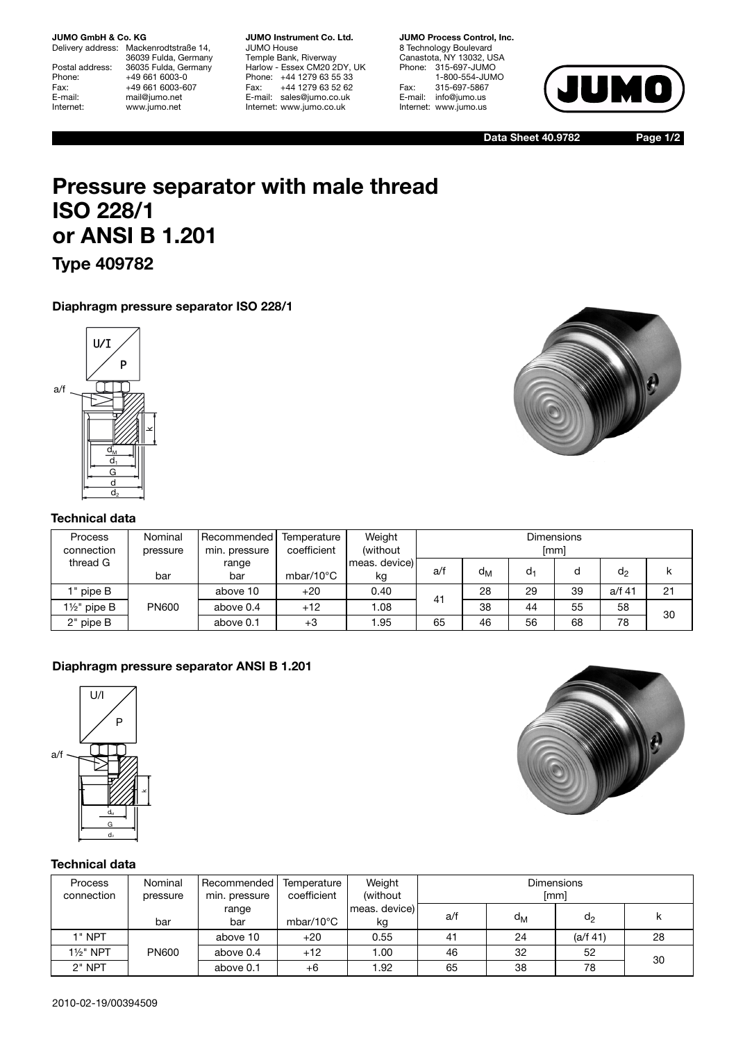**JUMO GmbH & Co. KG**
Delivery address: Mackenrodtstraße 14, 36039 Fulda, Germany
Postal address: 36035 Fulda, Germany
Phone: +49 661 6003-0
Fax: +49 661 6003-607
E-mail: mail@jumo.net
Internet: www.jumo.net

**JUMO Instrument Co. Ltd.**
JUMO House
Temple Bank, Riverway
Harlow - Essex CM20 2DY, UK
Phone: +44 1279 63 55 33
Fax: +44 1279 63 52 62
E-mail: sales@jumo.co.uk
Internet: www.jumo.co.uk

**JUMO Process Control, Inc.**
8 Technology Boulevard
Canastota, NY 13032, USA
Phone: 315-697-JUMO
1-800-554-JUMO
Fax: 315-697-5867
E-mail: info@jumo.us
Internet: www.jumo.us

**Data Sheet 40.9782**

# Pressure separator with male thread ISO 228/1 or ANSI B 1.201

## Type 409782

### Diaphragm pressure separator ISO 228/1

#### Technical data

| Process connection thread G | Nominal pressure bar | Recommended min. pressure range bar | Temperature coefficient mbar/10°C | Weight (without meas. device) kg | Dimensions [mm] | | | | | |
|---|---|---|---|---|---|---|---|---|---|---|
| | | | | | a/f | $d_M$ | $d_1$ | d | $d_2$ | k |
| 1" pipe B | PN600 | above 10 | +20 | 0.40 | 41 | 28 | 29 | 39 | a/f 41 | 21 |
| 1½" pipe B | | above 0.4 | +12 | 1.08 | | 38 | 44 | 55 | 58 | 30 |
| 2" pipe B | | above 0.1 | +3 | 1.95 | 65 | 46 | 56 | 68 | 78 | |

### Diaphragm pressure separator ANSI B 1.201

#### Technical data

| Process connection | Nominal pressure bar | Recommended min. pressure range bar | Temperature coefficient mbar/10°C | Weight (without meas. device) kg | Dimensions [mm] | | | |
|---|---|---|---|---|---|---|---|---|
| | | | | | a/f | $d_M$ | $d_2$ | k |
| 1" NPT | PN600 | above 10 | +20 | 0.55 | 41 | 24 | (a/f 41) | 28 |
| 1½" NPT | | above 0.4 | +12 | 1.00 | 46 | 32 | 52 | 30 |
| 2" NPT | | above 0.1 | +6 | 1.92 | 65 | 38 | 78 | |

2010-02-19/00394509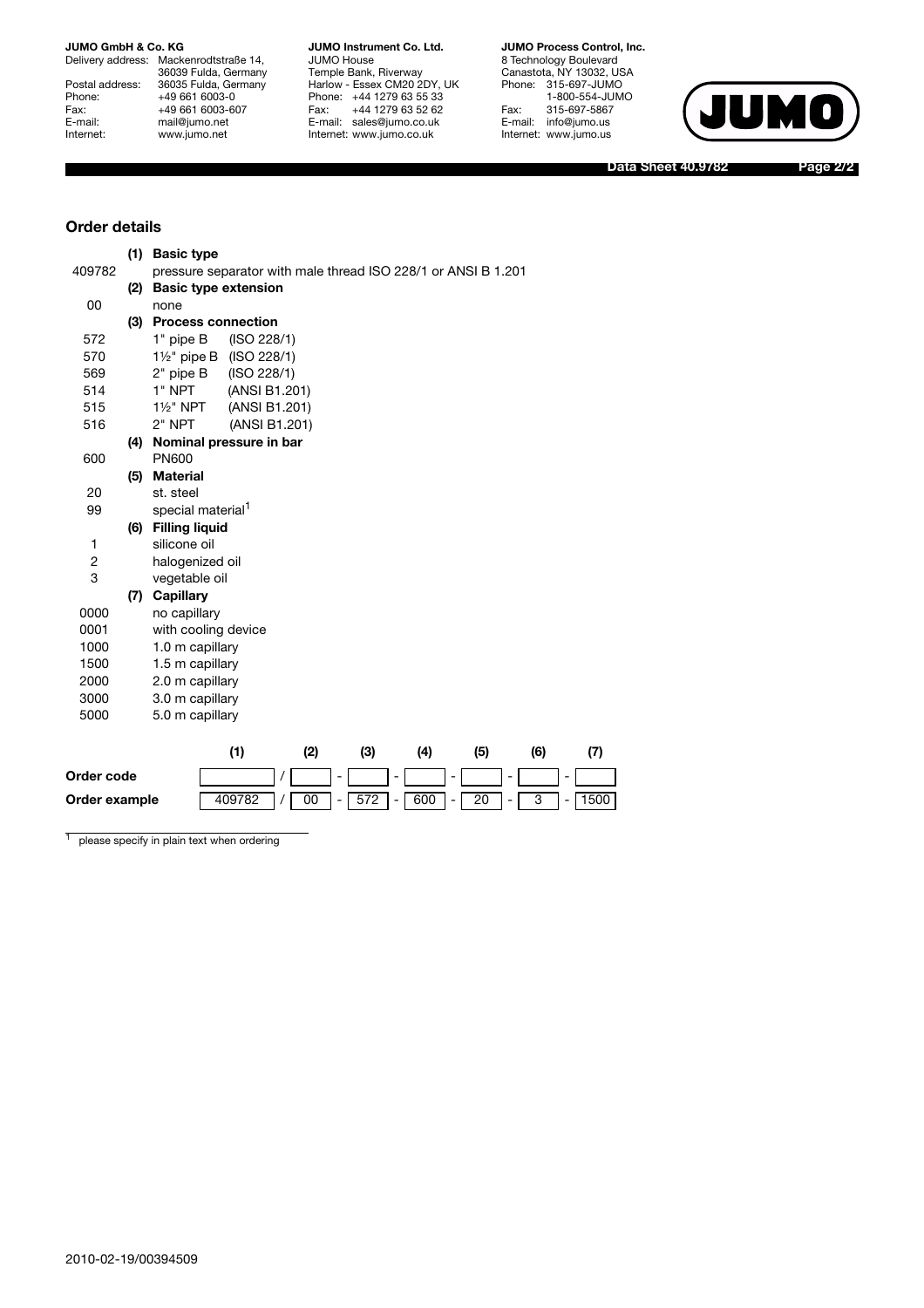## Order details

| | | |
|---|---|---|
| | **(1)** | **Basic type** |
| 409782 | | pressure separator with male thread ISO 228/1 or ANSI B 1.201 |
| | **(2)** | **Basic type extension** |
| 00 | | none |
| | **(3)** | **Process connection** |
| 572 | | 1" pipe B (ISO 228/1) |
| 570 | | 1½" pipe B (ISO 228/1) |
| 569 | | 2" pipe B (ISO 228/1) |
| 514 | | 1" NPT (ANSI B1.201) |
| 515 | | 1½" NPT (ANSI B1.201) |
| 516 | | 2" NPT (ANSI B1.201) |
| | **(4)** | **Nominal pressure in bar** |
| 600 | | PN600 |
| | **(5)** | **Material** |
| 20 | | st. steel |
| 99 | | special material[1] |
| | **(6)** | **Filling liquid** |
| 1 | | silicone oil |
| 2 | | halogenized oil |
| 3 | | vegetable oil |
| | **(7)** | **Capillary** |
| 0000 | | no capillary |
| 0001 | | with cooling device |
| 1000 | | 1.0 m capillary |
| 1500 | | 1.5 m capillary |
| 2000 | | 2.0 m capillary |
| 3000 | | 3.0 m capillary |
| 5000 | | 5.0 m capillary |

| | (1) | | (2) | | (3) | | (4) | | (5) | | (6) | | (7) |
|---|---|---|---|---|---|---|---|---|---|---|---|---|---|
| **Order code** | | / | | - | | - | | - | | - | | - | |
| **Order example** | 409782 | / | 00 | - | 572 | - | 600 | - | 20 | - | 3 | - | 1500 |

[1] please specify in plain text when ordering

2010-02-19/00394509